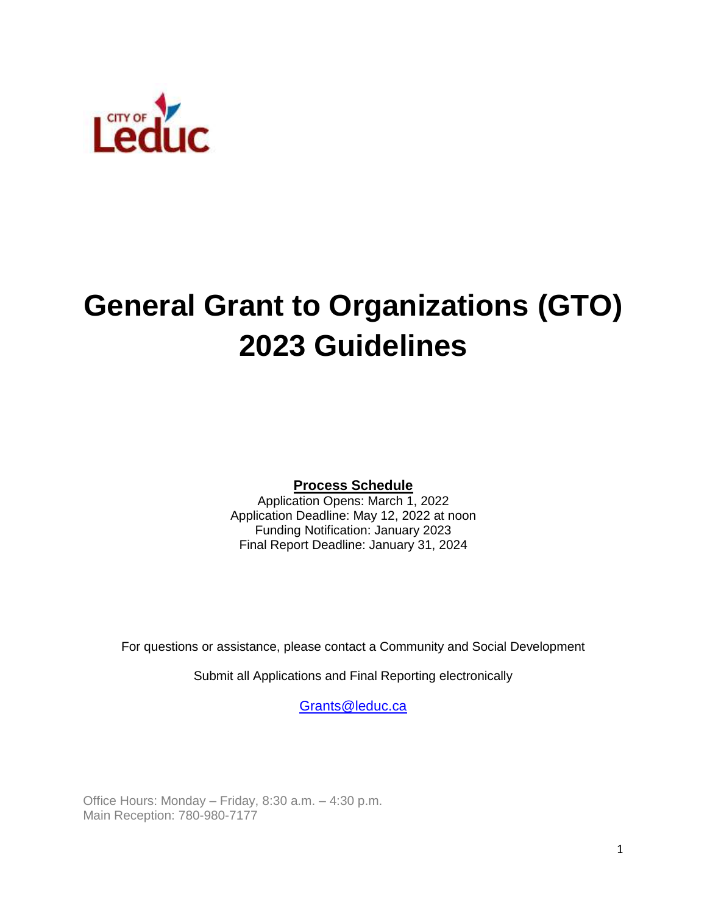CITY OF Leduc

# General Grant to Organizations (GTO) 2023 Guidelines

**Process Schedule**

Application Opens: March 1, 2022
Application Deadline: May 12, 2022 at noon
Funding Notification: January 2023
Final Report Deadline: January 31, 2024

For questions or assistance, please contact a Community and Social Development

Submit all Applications and Final Reporting electronically

[Grants@leduc.ca](mailto:Grants@leduc.ca)

Office Hours: Monday – Friday, 8:30 a.m. – 4:30 p.m.
Main Reception: 780-980-7177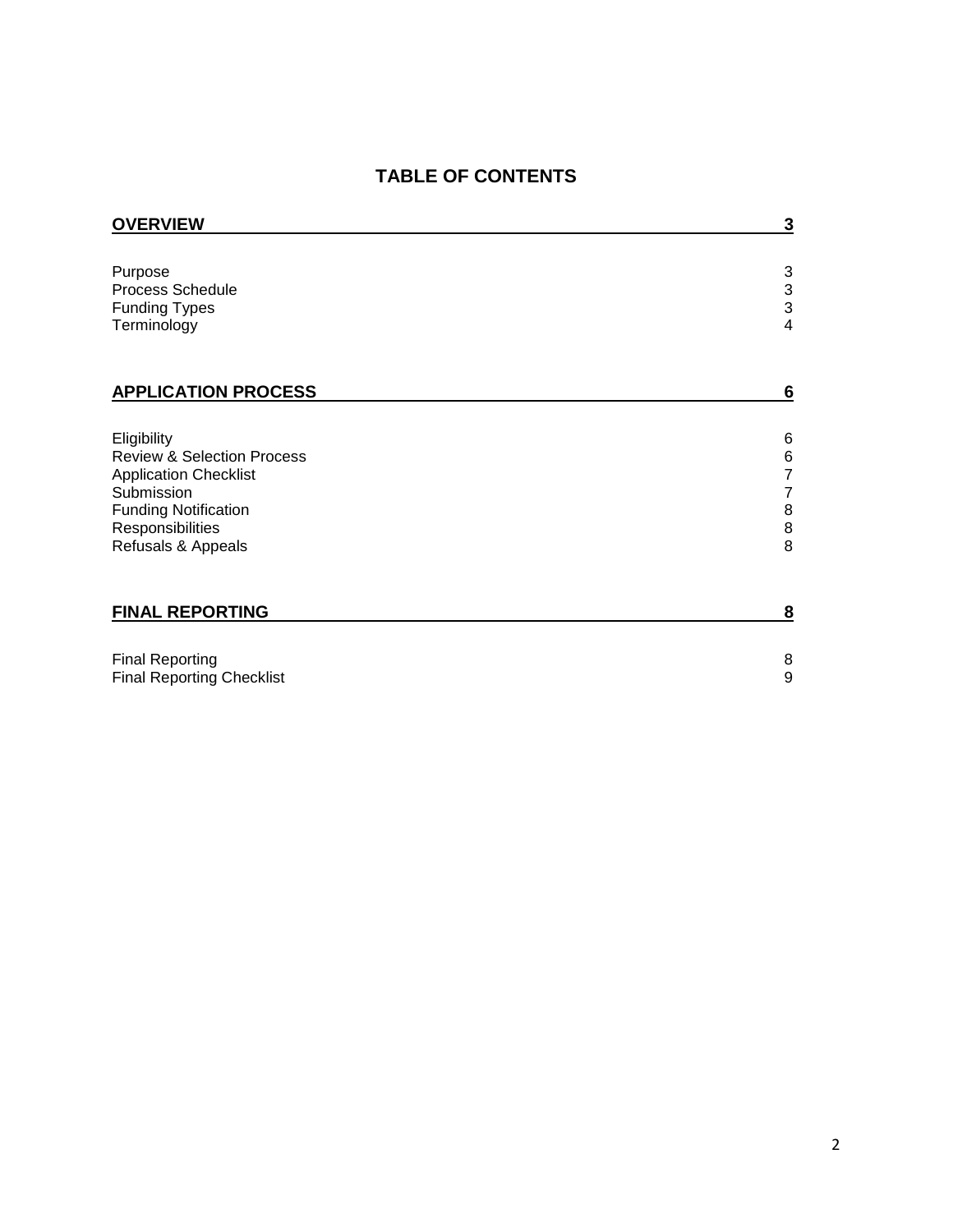# TABLE OF CONTENTS

| | |
|---|---|
| **OVERVIEW** | **3** |
| Purpose | 3 |
| Process Schedule | 3 |
| Funding Types | 3 |
| Terminology | 4 |
| **APPLICATION PROCESS** | **6** |
| Eligibility | 6 |
| Review & Selection Process | 6 |
| Application Checklist | 7 |
| Submission | 7 |
| Funding Notification | 8 |
| Responsibilities | 8 |
| Refusals & Appeals | 8 |
| **FINAL REPORTING** | **8** |
| Final Reporting | 8 |
| Final Reporting Checklist | 9 |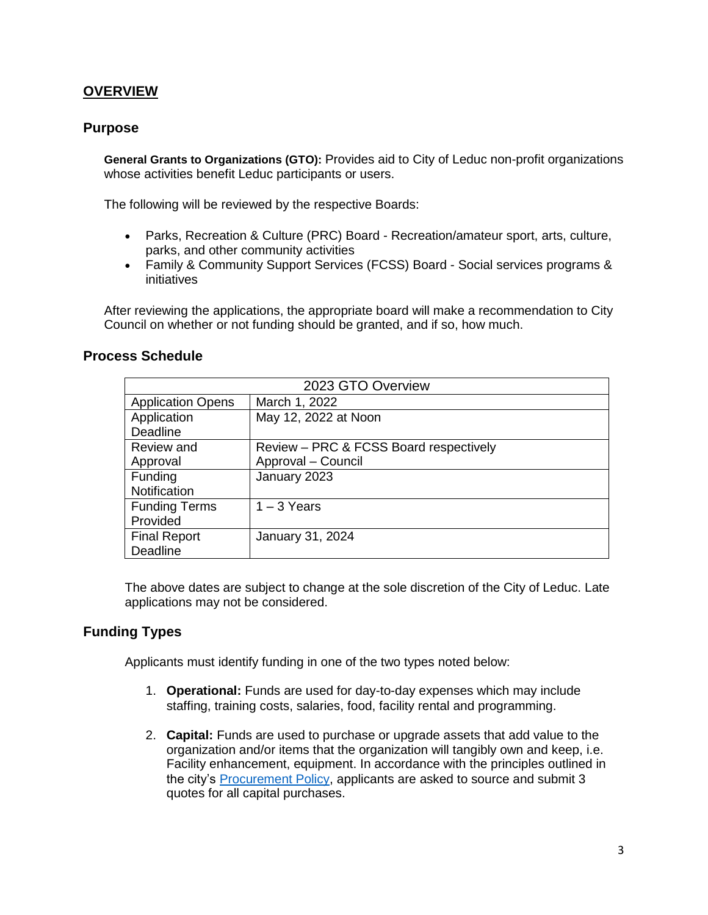## OVERVIEW

### Purpose

**General Grants to Organizations (GTO):** Provides aid to City of Leduc non-profit organizations whose activities benefit Leduc participants or users.

The following will be reviewed by the respective Boards:

- Parks, Recreation & Culture (PRC) Board - Recreation/amateur sport, arts, culture, parks, and other community activities
- Family & Community Support Services (FCSS) Board - Social services programs & initiatives

After reviewing the applications, the appropriate board will make a recommendation to City Council on whether or not funding should be granted, and if so, how much.

### Process Schedule

| 2023 GTO Overview | |
|---|---|
| Application Opens | March 1, 2022 |
| Application Deadline | May 12, 2022 at Noon |
| Review and Approval | Review – PRC & FCSS Board respectively<br>Approval – Council |
| Funding Notification | January 2023 |
| Funding Terms Provided | 1 – 3 Years |
| Final Report Deadline | January 31, 2024 |

The above dates are subject to change at the sole discretion of the City of Leduc. Late applications may not be considered.

### Funding Types

Applicants must identify funding in one of the two types noted below:

1. **Operational:** Funds are used for day-to-day expenses which may include staffing, training costs, salaries, food, facility rental and programming.

2. **Capital:** Funds are used to purchase or upgrade assets that add value to the organization and/or items that the organization will tangibly own and keep, i.e. Facility enhancement, equipment. In accordance with the principles outlined in the city's Procurement Policy, applicants are asked to source and submit 3 quotes for all capital purchases.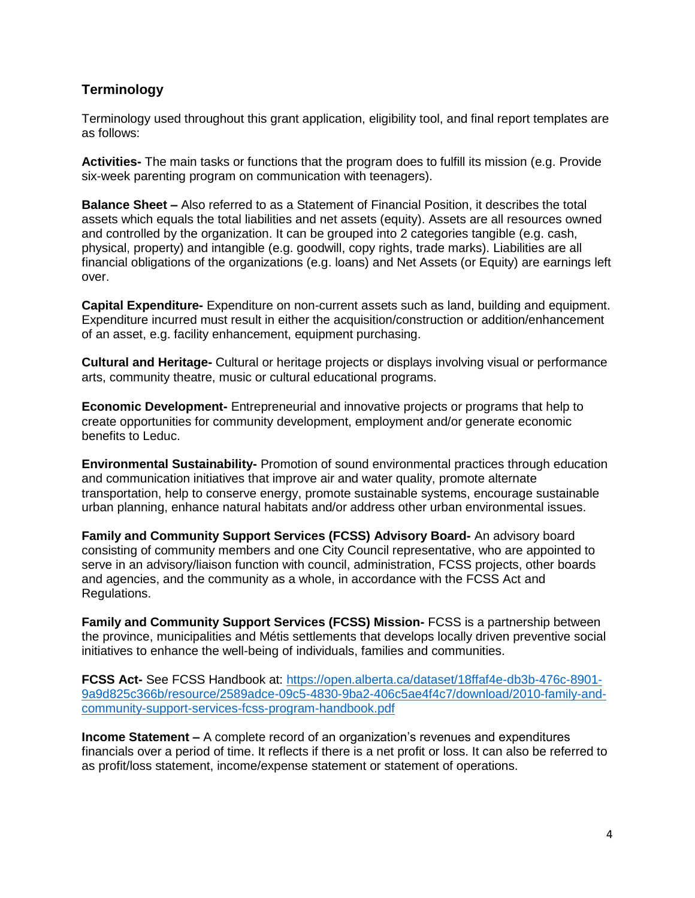## Terminology

Terminology used throughout this grant application, eligibility tool, and final report templates are as follows:

**Activities-** The main tasks or functions that the program does to fulfill its mission (e.g. Provide six-week parenting program on communication with teenagers).

**Balance Sheet –** Also referred to as a Statement of Financial Position, it describes the total assets which equals the total liabilities and net assets (equity). Assets are all resources owned and controlled by the organization. It can be grouped into 2 categories tangible (e.g. cash, physical, property) and intangible (e.g. goodwill, copy rights, trade marks). Liabilities are all financial obligations of the organizations (e.g. loans) and Net Assets (or Equity) are earnings left over.

**Capital Expenditure-** Expenditure on non-current assets such as land, building and equipment. Expenditure incurred must result in either the acquisition/construction or addition/enhancement of an asset, e.g. facility enhancement, equipment purchasing.

**Cultural and Heritage-** Cultural or heritage projects or displays involving visual or performance arts, community theatre, music or cultural educational programs.

**Economic Development-** Entrepreneurial and innovative projects or programs that help to create opportunities for community development, employment and/or generate economic benefits to Leduc.

**Environmental Sustainability-** Promotion of sound environmental practices through education and communication initiatives that improve air and water quality, promote alternate transportation, help to conserve energy, promote sustainable systems, encourage sustainable urban planning, enhance natural habitats and/or address other urban environmental issues.

**Family and Community Support Services (FCSS) Advisory Board-** An advisory board consisting of community members and one City Council representative, who are appointed to serve in an advisory/liaison function with council, administration, FCSS projects, other boards and agencies, and the community as a whole, in accordance with the FCSS Act and Regulations.

**Family and Community Support Services (FCSS) Mission-** FCSS is a partnership between the province, municipalities and Métis settlements that develops locally driven preventive social initiatives to enhance the well-being of individuals, families and communities.

**FCSS Act-** See FCSS Handbook at: [https://open.alberta.ca/dataset/18ffaf4e-db3b-476c-8901-9a9d825c366b/resource/2589adce-09c5-4830-9ba2-406c5ae4f4c7/download/2010-family-and-community-support-services-fcss-program-handbook.pdf](https://open.alberta.ca/dataset/18ffaf4e-db3b-476c-8901-9a9d825c366b/resource/2589adce-09c5-4830-9ba2-406c5ae4f4c7/download/2010-family-and-community-support-services-fcss-program-handbook.pdf)

**Income Statement –** A complete record of an organization's revenues and expenditures financials over a period of time. It reflects if there is a net profit or loss. It can also be referred to as profit/loss statement, income/expense statement or statement of operations.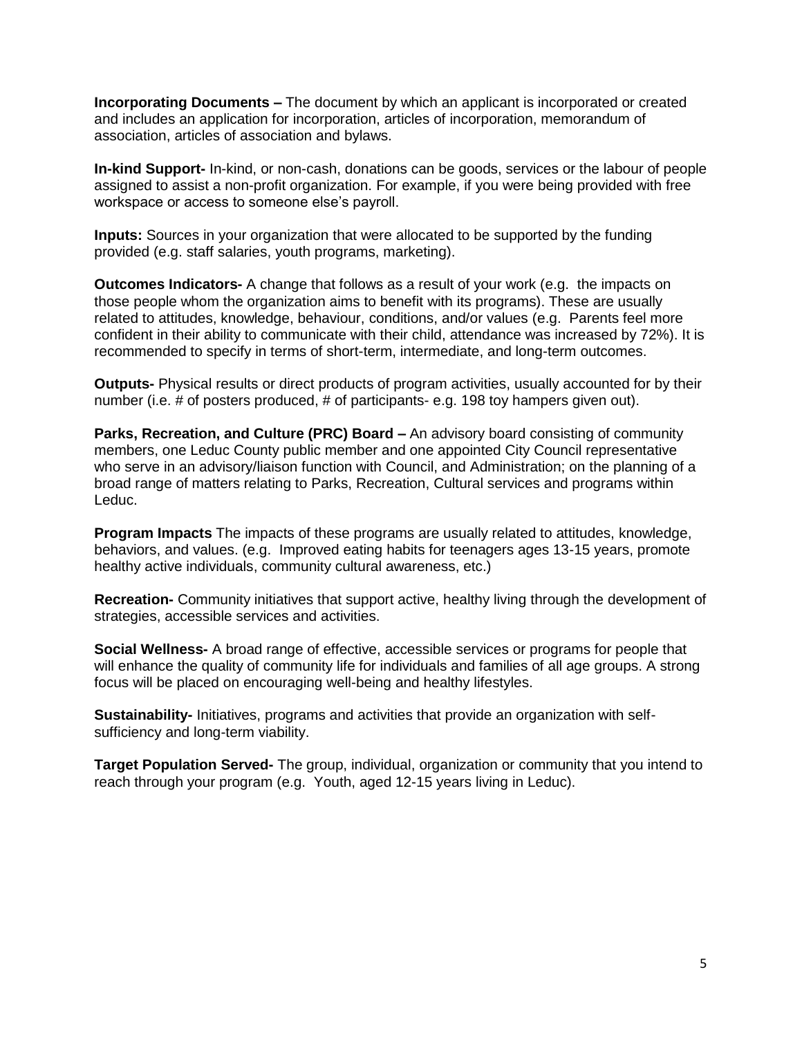**Incorporating Documents –** The document by which an applicant is incorporated or created and includes an application for incorporation, articles of incorporation, memorandum of association, articles of association and bylaws.

**In-kind Support-** In-kind, or non-cash, donations can be goods, services or the labour of people assigned to assist a non-profit organization. For example, if you were being provided with free workspace or access to someone else's payroll.

**Inputs:** Sources in your organization that were allocated to be supported by the funding provided (e.g. staff salaries, youth programs, marketing).

**Outcomes Indicators-** A change that follows as a result of your work (e.g. the impacts on those people whom the organization aims to benefit with its programs). These are usually related to attitudes, knowledge, behaviour, conditions, and/or values (e.g. Parents feel more confident in their ability to communicate with their child, attendance was increased by 72%). It is recommended to specify in terms of short-term, intermediate, and long-term outcomes.

**Outputs-** Physical results or direct products of program activities, usually accounted for by their number (i.e. # of posters produced, # of participants- e.g. 198 toy hampers given out).

**Parks, Recreation, and Culture (PRC) Board –** An advisory board consisting of community members, one Leduc County public member and one appointed City Council representative who serve in an advisory/liaison function with Council, and Administration; on the planning of a broad range of matters relating to Parks, Recreation, Cultural services and programs within Leduc.

**Program Impacts** The impacts of these programs are usually related to attitudes, knowledge, behaviors, and values. (e.g. Improved eating habits for teenagers ages 13-15 years, promote healthy active individuals, community cultural awareness, etc.)

**Recreation-** Community initiatives that support active, healthy living through the development of strategies, accessible services and activities.

**Social Wellness-** A broad range of effective, accessible services or programs for people that will enhance the quality of community life for individuals and families of all age groups. A strong focus will be placed on encouraging well-being and healthy lifestyles.

**Sustainability-** Initiatives, programs and activities that provide an organization with self-sufficiency and long-term viability.

**Target Population Served-** The group, individual, organization or community that you intend to reach through your program (e.g. Youth, aged 12-15 years living in Leduc).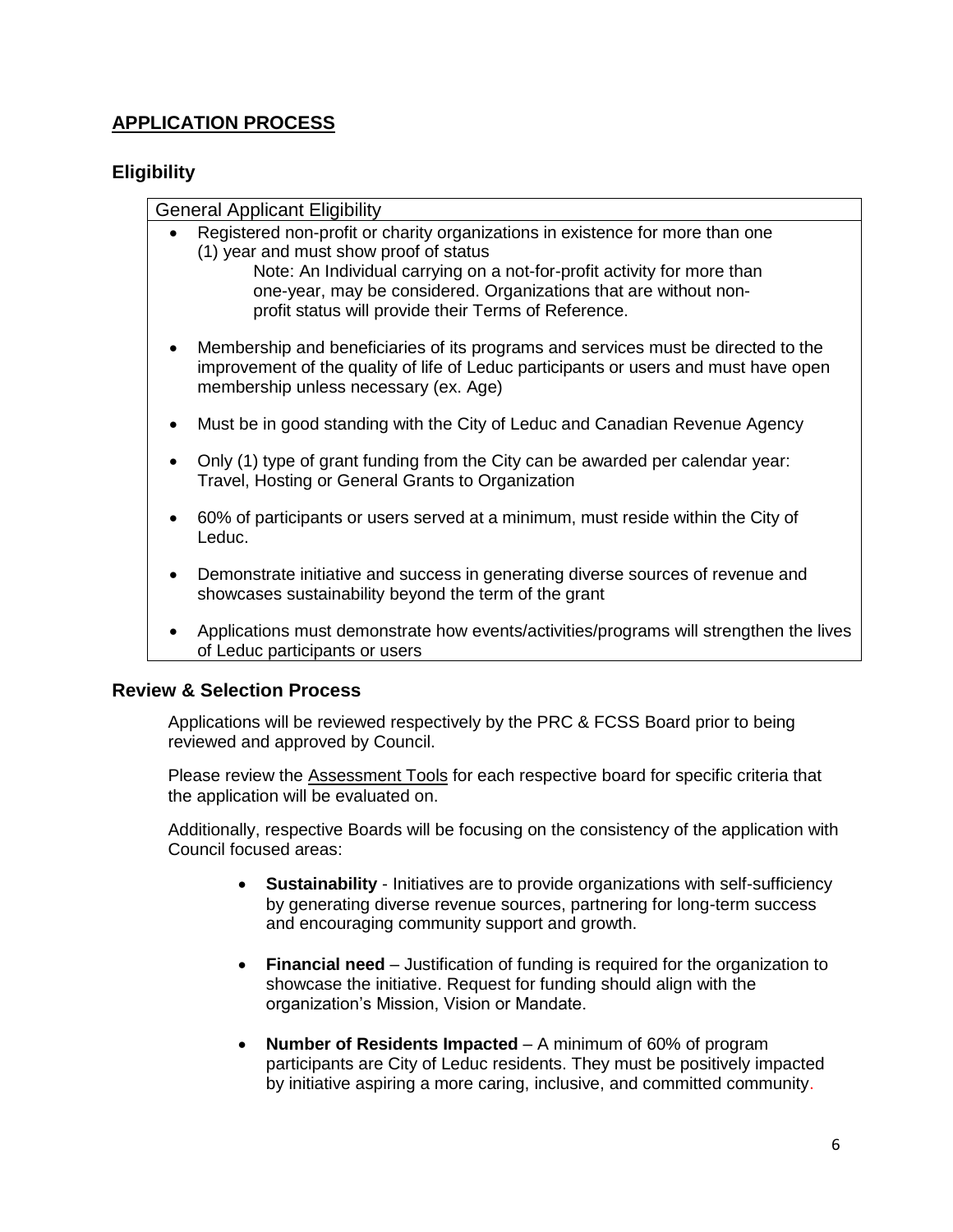## APPLICATION PROCESS

### Eligibility

| General Applicant Eligibility |
| --- |
| • Registered non-profit or charity organizations in existence for more than one (1) year and must show proof of status<br>Note: An Individual carrying on a not-for-profit activity for more than one-year, may be considered. Organizations that are without non-profit status will provide their Terms of Reference.<br><br>• Membership and beneficiaries of its programs and services must be directed to the improvement of the quality of life of Leduc participants or users and must have open membership unless necessary (ex. Age)<br><br>• Must be in good standing with the City of Leduc and Canadian Revenue Agency<br><br>• Only (1) type of grant funding from the City can be awarded per calendar year: Travel, Hosting or General Grants to Organization<br><br>• 60% of participants or users served at a minimum, must reside within the City of Leduc.<br><br>• Demonstrate initiative and success in generating diverse sources of revenue and showcases sustainability beyond the term of the grant<br><br>• Applications must demonstrate how events/activities/programs will strengthen the lives of Leduc participants or users |

### Review & Selection Process

Applications will be reviewed respectively by the PRC & FCSS Board prior to being reviewed and approved by Council.

Please review the Assessment Tools for each respective board for specific criteria that the application will be evaluated on.

Additionally, respective Boards will be focusing on the consistency of the application with Council focused areas:

- **Sustainability** - Initiatives are to provide organizations with self-sufficiency by generating diverse revenue sources, partnering for long-term success and encouraging community support and growth.
- **Financial need** – Justification of funding is required for the organization to showcase the initiative. Request for funding should align with the organization's Mission, Vision or Mandate.
- **Number of Residents Impacted** – A minimum of 60% of program participants are City of Leduc residents. They must be positively impacted by initiative aspiring a more caring, inclusive, and committed community.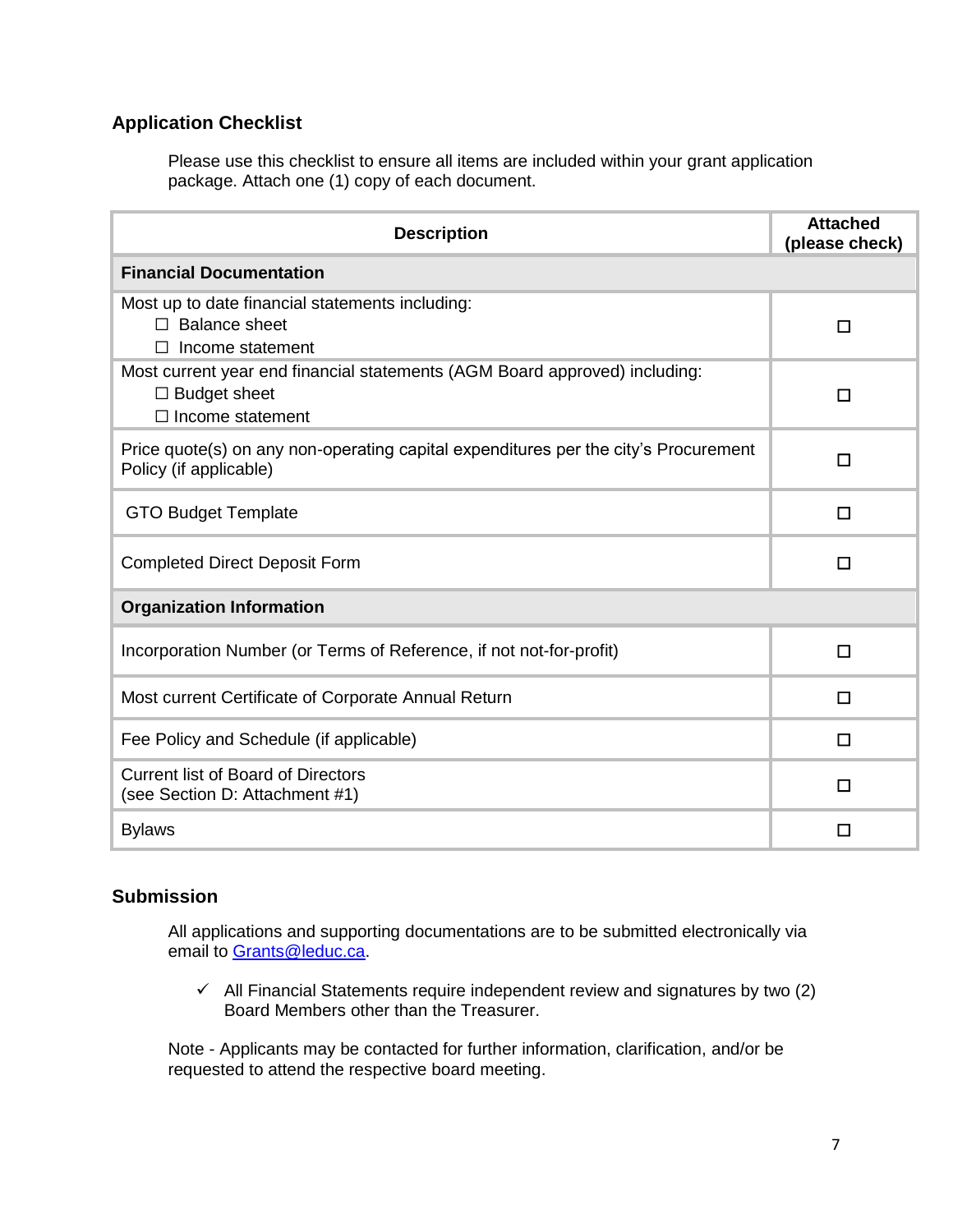## Application Checklist

Please use this checklist to ensure all items are included within your grant application package. Attach one (1) copy of each document.

| Description | Attached (please check) |
|---|---|
| **Financial Documentation** | |
| Most up to date financial statements including:<br>☐ Balance sheet<br>☐ Income statement | ☐ |
| Most current year end financial statements (AGM Board approved) including:<br>☐ Budget sheet<br>☐ Income statement | ☐ |
| Price quote(s) on any non-operating capital expenditures per the city's Procurement Policy (if applicable) | ☐ |
| GTO Budget Template | ☐ |
| Completed Direct Deposit Form | ☐ |
| **Organization Information** | |
| Incorporation Number (or Terms of Reference, if not not-for-profit) | ☐ |
| Most current Certificate of Corporate Annual Return | ☐ |
| Fee Policy and Schedule (if applicable) | ☐ |
| Current list of Board of Directors<br>(see Section D: Attachment #1) | ☐ |
| Bylaws | ☐ |

## Submission

All applications and supporting documentations are to be submitted electronically via email to Grants@leduc.ca.

- ✓ All Financial Statements require independent review and signatures by two (2) Board Members other than the Treasurer.

Note - Applicants may be contacted for further information, clarification, and/or be requested to attend the respective board meeting.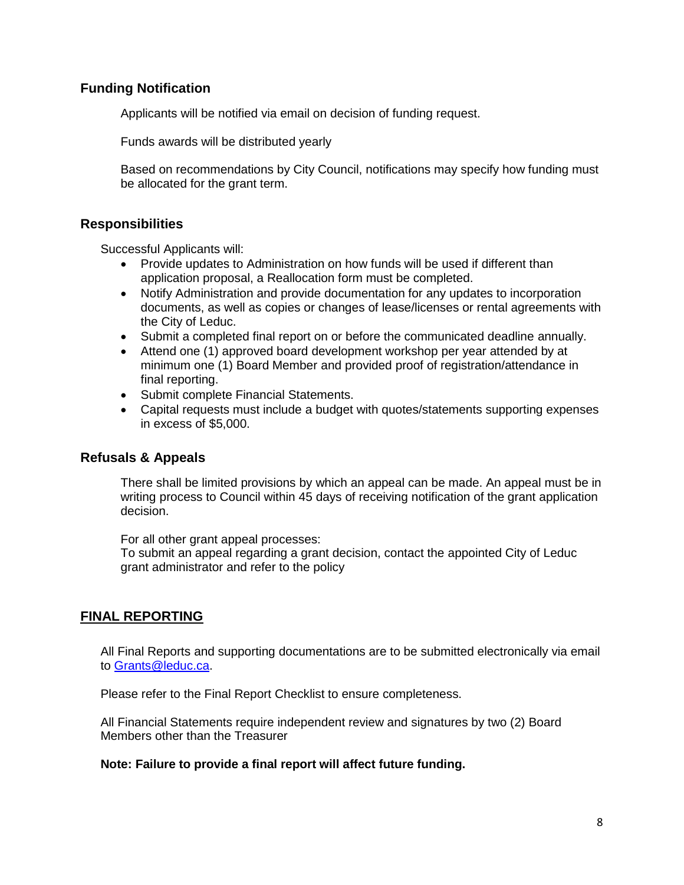### Funding Notification

Applicants will be notified via email on decision of funding request.

Funds awards will be distributed yearly

Based on recommendations by City Council, notifications may specify how funding must be allocated for the grant term.

### Responsibilities

Successful Applicants will:

- Provide updates to Administration on how funds will be used if different than application proposal, a Reallocation form must be completed.
- Notify Administration and provide documentation for any updates to incorporation documents, as well as copies or changes of lease/licenses or rental agreements with the City of Leduc.
- Submit a completed final report on or before the communicated deadline annually.
- Attend one (1) approved board development workshop per year attended by at minimum one (1) Board Member and provided proof of registration/attendance in final reporting.
- Submit complete Financial Statements.
- Capital requests must include a budget with quotes/statements supporting expenses in excess of $5,000.

### Refusals & Appeals

There shall be limited provisions by which an appeal can be made. An appeal must be in writing process to Council within 45 days of receiving notification of the grant application decision.

For all other grant appeal processes:
To submit an appeal regarding a grant decision, contact the appointed City of Leduc grant administrator and refer to the policy

## FINAL REPORTING

All Final Reports and supporting documentations are to be submitted electronically via email to Grants@leduc.ca.

Please refer to the Final Report Checklist to ensure completeness.

All Financial Statements require independent review and signatures by two (2) Board Members other than the Treasurer

**Note: Failure to provide a final report will affect future funding.**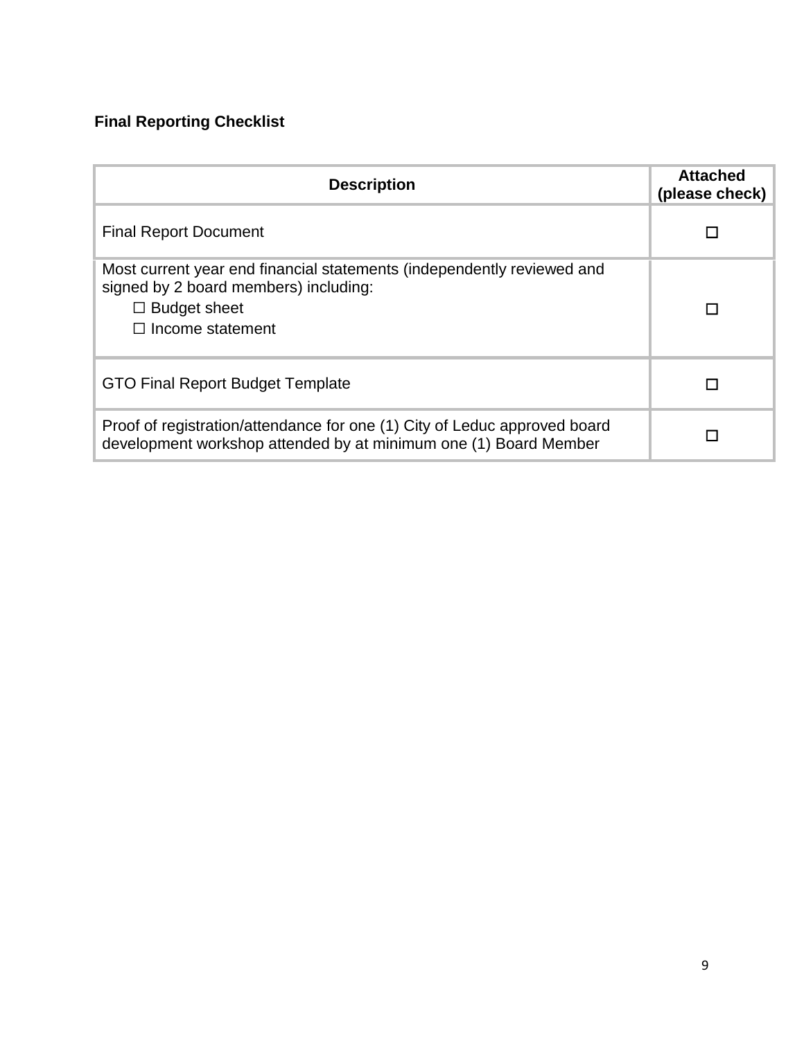**Final Reporting Checklist**

| Description | Attached (please check) |
| --- | --- |
| Final Report Document | ☐ |
| Most current year end financial statements (independently reviewed and signed by 2 board members) including:<br>☐ Budget sheet<br>☐ Income statement | ☐ |
| GTO Final Report Budget Template | ☐ |
| Proof of registration/attendance for one (1) City of Leduc approved board development workshop attended by at minimum one (1) Board Member | ☐ |